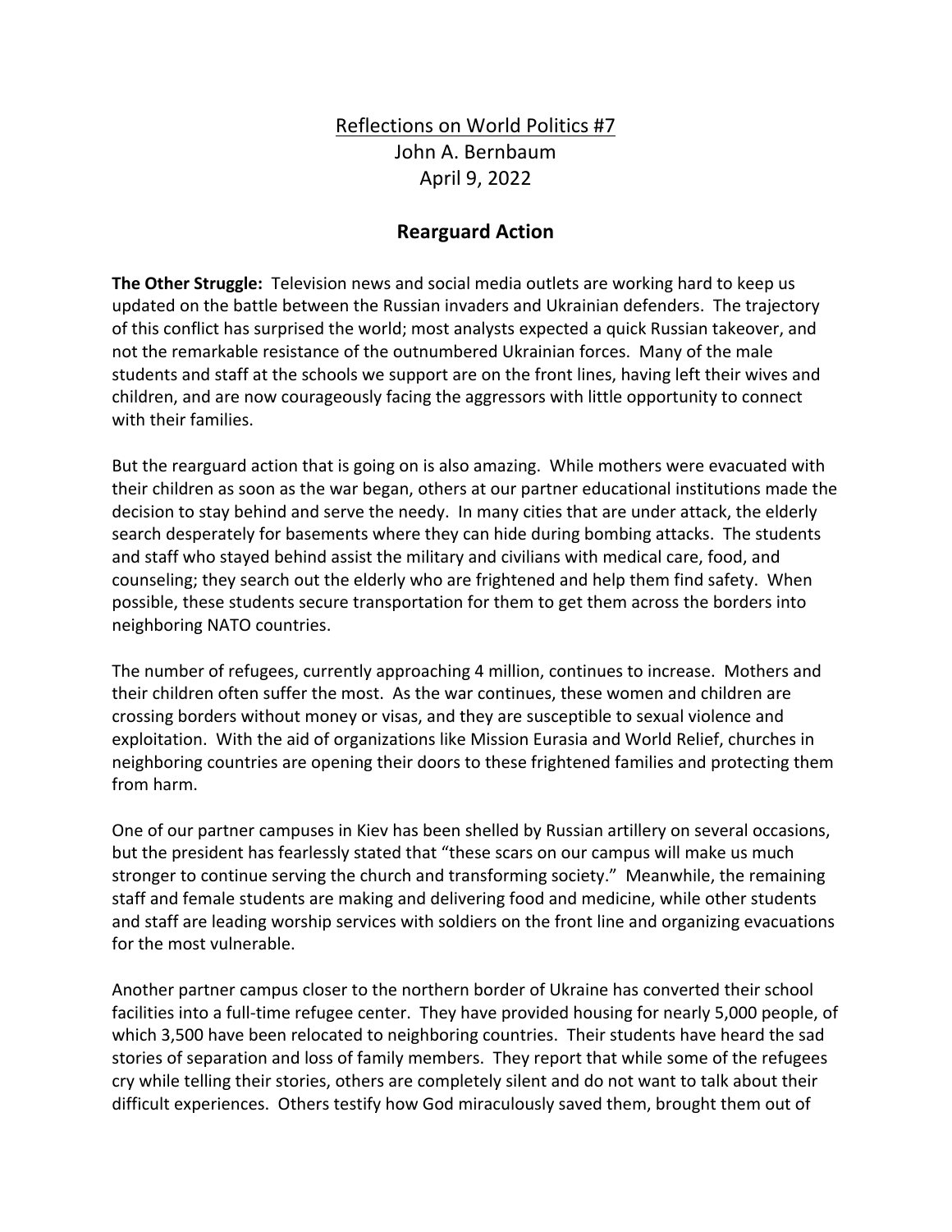Reflections on World Politics #7

John A. Bernbaum

April 9, 2022

## Rearguard Action

**The Other Struggle:** Television news and social media outlets are working hard to keep us updated on the battle between the Russian invaders and Ukrainian defenders. The trajectory of this conflict has surprised the world; most analysts expected a quick Russian takeover, and not the remarkable resistance of the outnumbered Ukrainian forces. Many of the male students and staff at the schools we support are on the front lines, having left their wives and children, and are now courageously facing the aggressors with little opportunity to connect with their families.

But the rearguard action that is going on is also amazing. While mothers were evacuated with their children as soon as the war began, others at our partner educational institutions made the decision to stay behind and serve the needy. In many cities that are under attack, the elderly search desperately for basements where they can hide during bombing attacks. The students and staff who stayed behind assist the military and civilians with medical care, food, and counseling; they search out the elderly who are frightened and help them find safety. When possible, these students secure transportation for them to get them across the borders into neighboring NATO countries.

The number of refugees, currently approaching 4 million, continues to increase. Mothers and their children often suffer the most. As the war continues, these women and children are crossing borders without money or visas, and they are susceptible to sexual violence and exploitation. With the aid of organizations like Mission Eurasia and World Relief, churches in neighboring countries are opening their doors to these frightened families and protecting them from harm.

One of our partner campuses in Kiev has been shelled by Russian artillery on several occasions, but the president has fearlessly stated that "these scars on our campus will make us much stronger to continue serving the church and transforming society." Meanwhile, the remaining staff and female students are making and delivering food and medicine, while other students and staff are leading worship services with soldiers on the front line and organizing evacuations for the most vulnerable.

Another partner campus closer to the northern border of Ukraine has converted their school facilities into a full-time refugee center. They have provided housing for nearly 5,000 people, of which 3,500 have been relocated to neighboring countries. Their students have heard the sad stories of separation and loss of family members. They report that while some of the refugees cry while telling their stories, others are completely silent and do not want to talk about their difficult experiences. Others testify how God miraculously saved them, brought them out of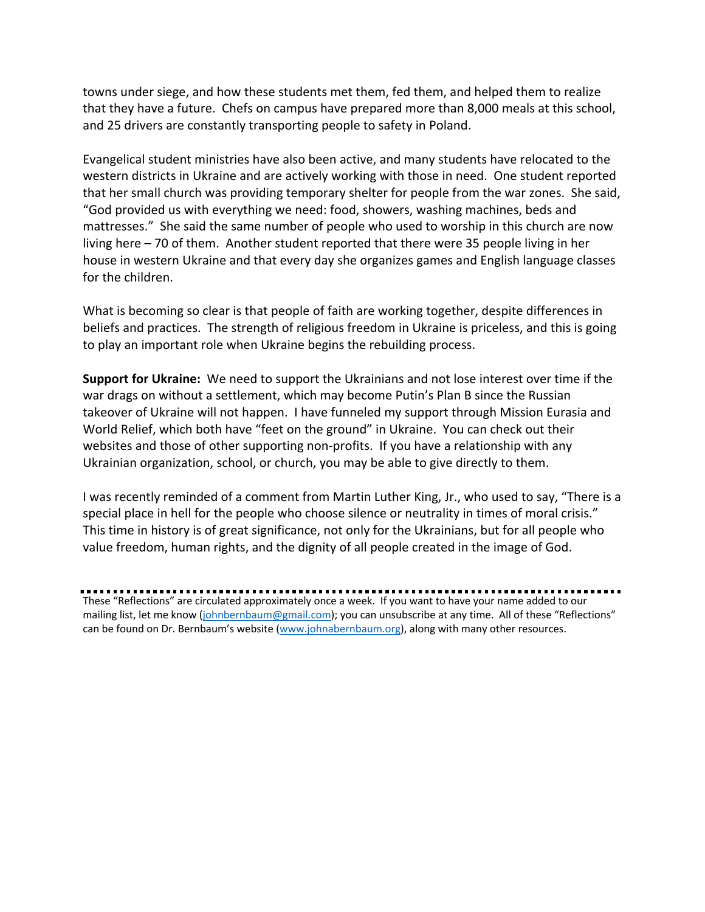towns under siege, and how these students met them, fed them, and helped them to realize that they have a future. Chefs on campus have prepared more than 8,000 meals at this school, and 25 drivers are constantly transporting people to safety in Poland.

Evangelical student ministries have also been active, and many students have relocated to the western districts in Ukraine and are actively working with those in need. One student reported that her small church was providing temporary shelter for people from the war zones. She said, "God provided us with everything we need: food, showers, washing machines, beds and mattresses." She said the same number of people who used to worship in this church are now living here – 70 of them. Another student reported that there were 35 people living in her house in western Ukraine and that every day she organizes games and English language classes for the children.

What is becoming so clear is that people of faith are working together, despite differences in beliefs and practices. The strength of religious freedom in Ukraine is priceless, and this is going to play an important role when Ukraine begins the rebuilding process.

**Support for Ukraine:** We need to support the Ukrainians and not lose interest over time if the war drags on without a settlement, which may become Putin's Plan B since the Russian takeover of Ukraine will not happen. I have funneled my support through Mission Eurasia and World Relief, which both have "feet on the ground" in Ukraine. You can check out their websites and those of other supporting non-profits. If you have a relationship with any Ukrainian organization, school, or church, you may be able to give directly to them.

I was recently reminded of a comment from Martin Luther King, Jr., who used to say, "There is a special place in hell for the people who choose silence or neutrality in times of moral crisis." This time in history is of great significance, not only for the Ukrainians, but for all people who value freedom, human rights, and the dignity of all people created in the image of God.

---

These "Reflections" are circulated approximately once a week. If you want to have your name added to our mailing list, let me know (johnbernbaum@gmail.com); you can unsubscribe at any time. All of these "Reflections" can be found on Dr. Bernbaum's website (www.johnabernbaum.org), along with many other resources.